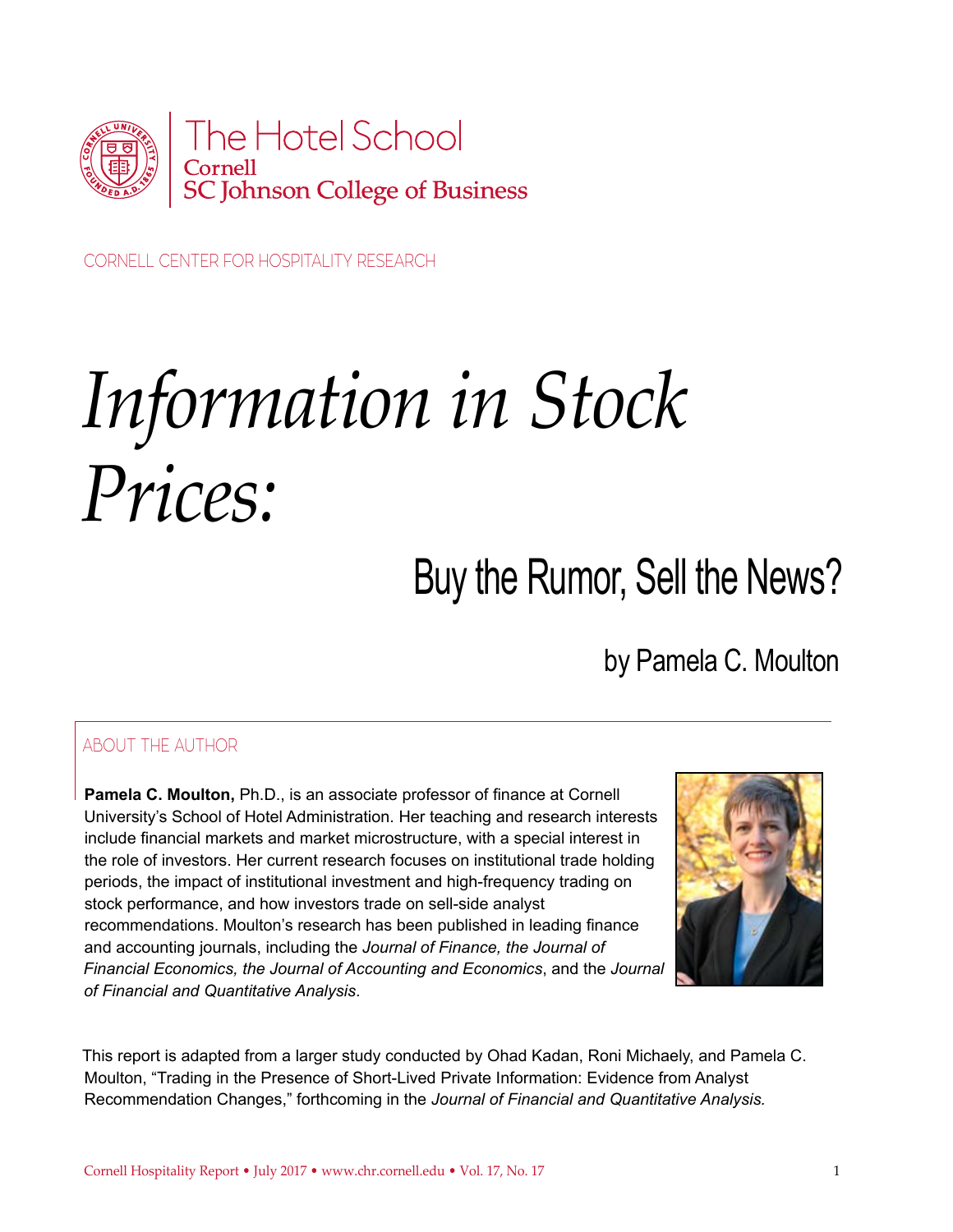The Hotel School
Cornell
SC Johnson College of Business

CORNELL CENTER FOR HOSPITALITY RESEARCH

# *Information in Stock Prices:*

## Buy the Rumor, Sell the News?

by Pamela C. Moulton

### ABOUT THE AUTHOR

**Pamela C. Moulton,** Ph.D., is an associate professor of finance at Cornell University's School of Hotel Administration. Her teaching and research interests include financial markets and market microstructure, with a special interest in the role of investors. Her current research focuses on institutional trade holding periods, the impact of institutional investment and high-frequency trading on stock performance, and how investors trade on sell-side analyst recommendations. Moulton's research has been published in leading finance and accounting journals, including the *Journal of Finance, the Journal of Financial Economics, the Journal of Accounting and Economics*, and the *Journal of Financial and Quantitative Analysis*.

This report is adapted from a larger study conducted by Ohad Kadan, Roni Michaely, and Pamela C. Moulton, "Trading in the Presence of Short-Lived Private Information: Evidence from Analyst Recommendation Changes," forthcoming in the *Journal of Financial and Quantitative Analysis.*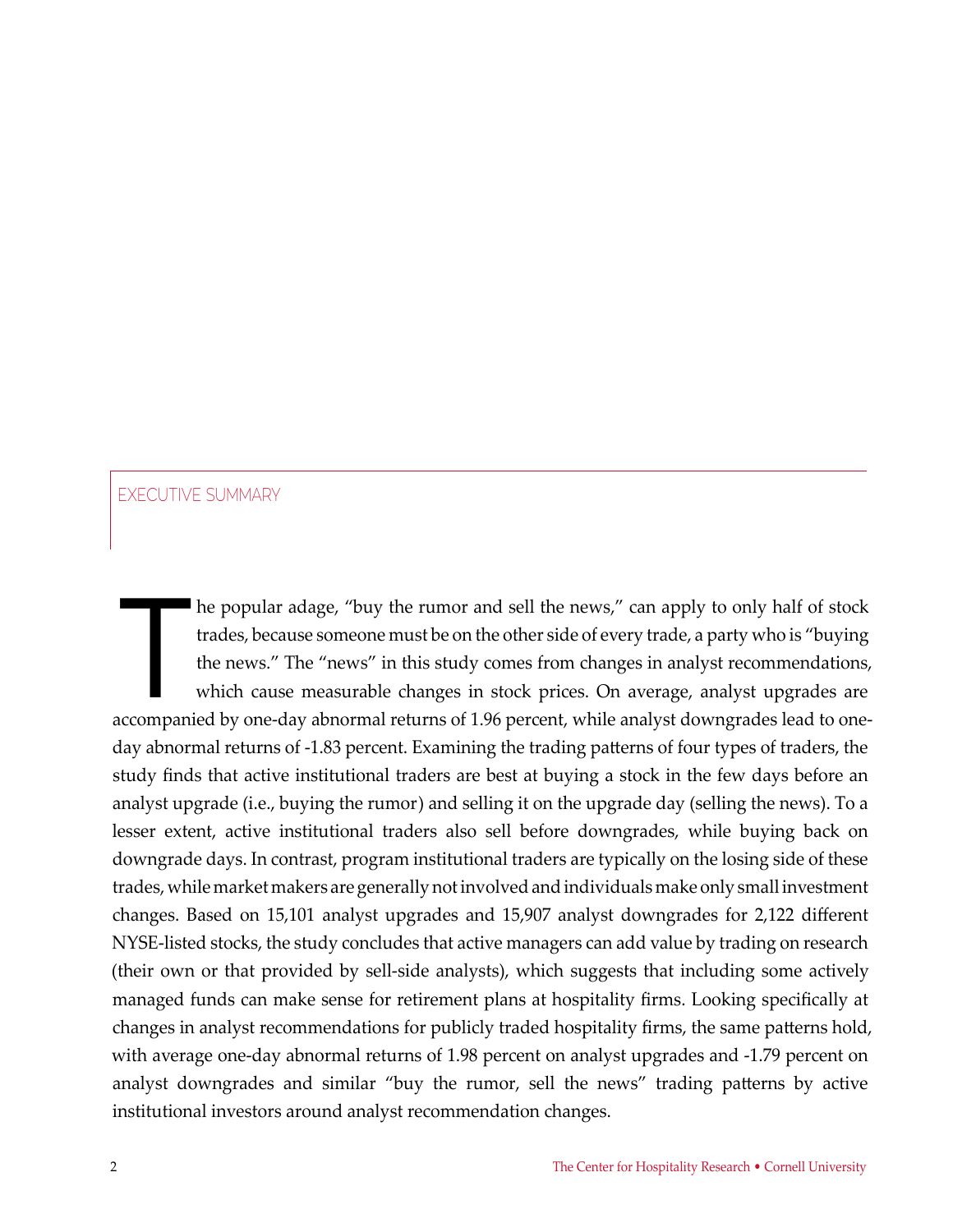## EXECUTIVE SUMMARY

The popular adage, "buy the rumor and sell the news," can apply to only half of stock trades, because someone must be on the other side of every trade, a party who is "buying the news." The "news" in this study comes from changes in analyst recommendations, which cause measurable changes in stock prices. On average, analyst upgrades are accompanied by one-day abnormal returns of 1.96 percent, while analyst downgrades lead to one-day abnormal returns of -1.83 percent. Examining the trading patterns of four types of traders, the study finds that active institutional traders are best at buying a stock in the few days before an analyst upgrade (i.e., buying the rumor) and selling it on the upgrade day (selling the news). To a lesser extent, active institutional traders also sell before downgrades, while buying back on downgrade days. In contrast, program institutional traders are typically on the losing side of these trades, while market makers are generally not involved and individuals make only small investment changes. Based on 15,101 analyst upgrades and 15,907 analyst downgrades for 2,122 different NYSE-listed stocks, the study concludes that active managers can add value by trading on research (their own or that provided by sell-side analysts), which suggests that including some actively managed funds can make sense for retirement plans at hospitality firms. Looking specifically at changes in analyst recommendations for publicly traded hospitality firms, the same patterns hold, with average one-day abnormal returns of 1.98 percent on analyst upgrades and -1.79 percent on analyst downgrades and similar "buy the rumor, sell the news" trading patterns by active institutional investors around analyst recommendation changes.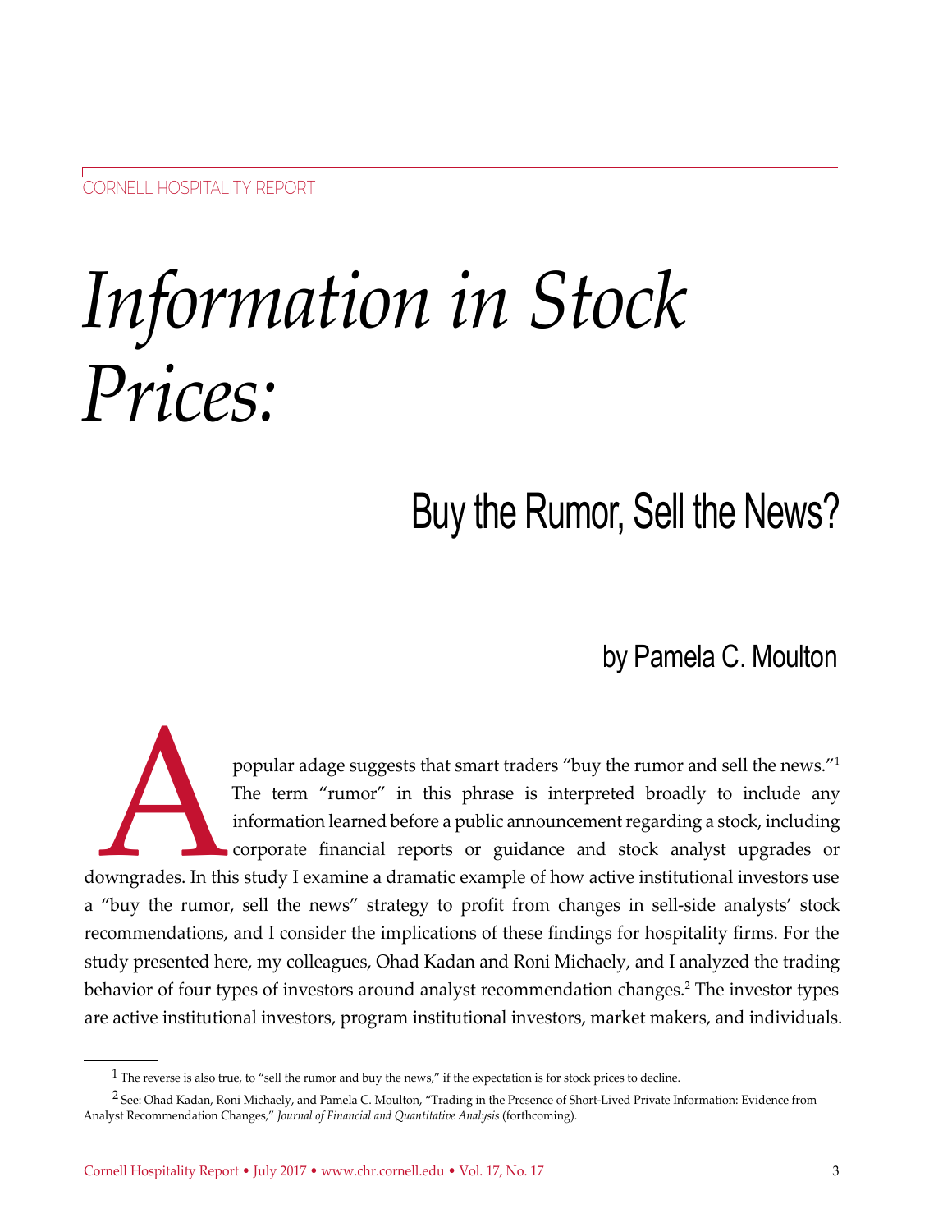# *Information in Stock Prices:*

## Buy the Rumor, Sell the News?

by Pamela C. Moulton

A popular adage suggests that smart traders "buy the rumor and sell the news."[1] The term "rumor" in this phrase is interpreted broadly to include any information learned before a public announcement regarding a stock, including corporate financial reports or guidance and stock analyst upgrades or downgrades. In this study I examine a dramatic example of how active institutional investors use a "buy the rumor, sell the news" strategy to profit from changes in sell-side analysts' stock recommendations, and I consider the implications of these findings for hospitality firms. For the study presented here, my colleagues, Ohad Kadan and Roni Michaely, and I analyzed the trading behavior of four types of investors around analyst recommendation changes.[2] The investor types are active institutional investors, program institutional investors, market makers, and individuals.

---

[1] The reverse is also true, to "sell the rumor and buy the news," if the expectation is for stock prices to decline.

[2] See: Ohad Kadan, Roni Michaely, and Pamela C. Moulton, "Trading in the Presence of Short-Lived Private Information: Evidence from Analyst Recommendation Changes," *Journal of Financial and Quantitative Analysis* (forthcoming).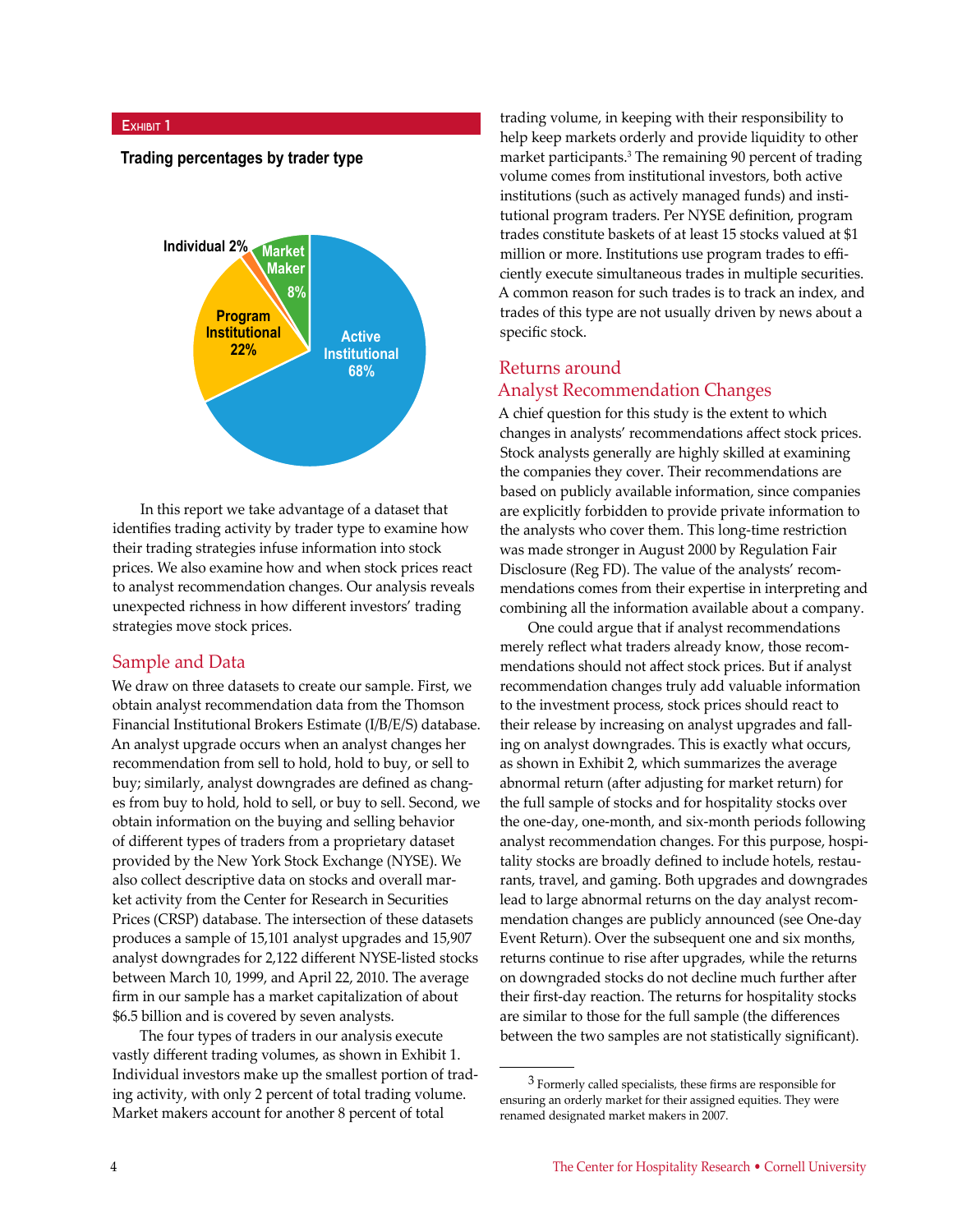Exhibit 1

**Trading percentages by trader type**

Individual 2%, Market Maker 8%, Program Institutional 22%, Active Institutional 68%

In this report we take advantage of a dataset that identifies trading activity by trader type to examine how their trading strategies infuse information into stock prices. We also examine how and when stock prices react to analyst recommendation changes. Our analysis reveals unexpected richness in how different investors' trading strategies move stock prices.

## Sample and Data

We draw on three datasets to create our sample. First, we obtain analyst recommendation data from the Thomson Financial Institutional Brokers Estimate (I/B/E/S) database. An analyst upgrade occurs when an analyst changes her recommendation from sell to hold, hold to buy, or sell to buy; similarly, analyst downgrades are defined as changes from buy to hold, hold to sell, or buy to sell. Second, we obtain information on the buying and selling behavior of different types of traders from a proprietary dataset provided by the New York Stock Exchange (NYSE). We also collect descriptive data on stocks and overall market activity from the Center for Research in Securities Prices (CRSP) database. The intersection of these datasets produces a sample of 15,101 analyst upgrades and 15,907 analyst downgrades for 2,122 different NYSE-listed stocks between March 10, 1999, and April 22, 2010. The average firm in our sample has a market capitalization of about $6.5 billion and is covered by seven analysts.

The four types of traders in our analysis execute vastly different trading volumes, as shown in Exhibit 1. Individual investors make up the smallest portion of trading activity, with only 2 percent of total trading volume. Market makers account for another 8 percent of total trading volume, in keeping with their responsibility to help keep markets orderly and provide liquidity to other market participants.[3] The remaining 90 percent of trading volume comes from institutional investors, both active institutions (such as actively managed funds) and institutional program traders. Per NYSE definition, program trades constitute baskets of at least 15 stocks valued at $1 million or more. Institutions use program trades to efficiently execute simultaneous trades in multiple securities. A common reason for such trades is to track an index, and trades of this type are not usually driven by news about a specific stock.

## Returns around Analyst Recommendation Changes

A chief question for this study is the extent to which changes in analysts' recommendations affect stock prices. Stock analysts generally are highly skilled at examining the companies they cover. Their recommendations are based on publicly available information, since companies are explicitly forbidden to provide private information to the analysts who cover them. This long-time restriction was made stronger in August 2000 by Regulation Fair Disclosure (Reg FD). The value of the analysts' recommendations comes from their expertise in interpreting and combining all the information available about a company.

One could argue that if analyst recommendations merely reflect what traders already know, those recommendations should not affect stock prices. But if analyst recommendation changes truly add valuable information to the investment process, stock prices should react to their release by increasing on analyst upgrades and falling on analyst downgrades. This is exactly what occurs, as shown in Exhibit 2, which summarizes the average abnormal return (after adjusting for market return) for the full sample of stocks and for hospitality stocks over the one-day, one-month, and six-month periods following analyst recommendation changes. For this purpose, hospitality stocks are broadly defined to include hotels, restaurants, travel, and gaming. Both upgrades and downgrades lead to large abnormal returns on the day analyst recommendation changes are publicly announced (see One-day Event Return). Over the subsequent one and six months, returns continue to rise after upgrades, while the returns on downgraded stocks do not decline much further after their first-day reaction. The returns for hospitality stocks are similar to those for the full sample (the differences between the two samples are not statistically significant).

[3] Formerly called specialists, these firms are responsible for ensuring an orderly market for their assigned equities. They were renamed designated market makers in 2007.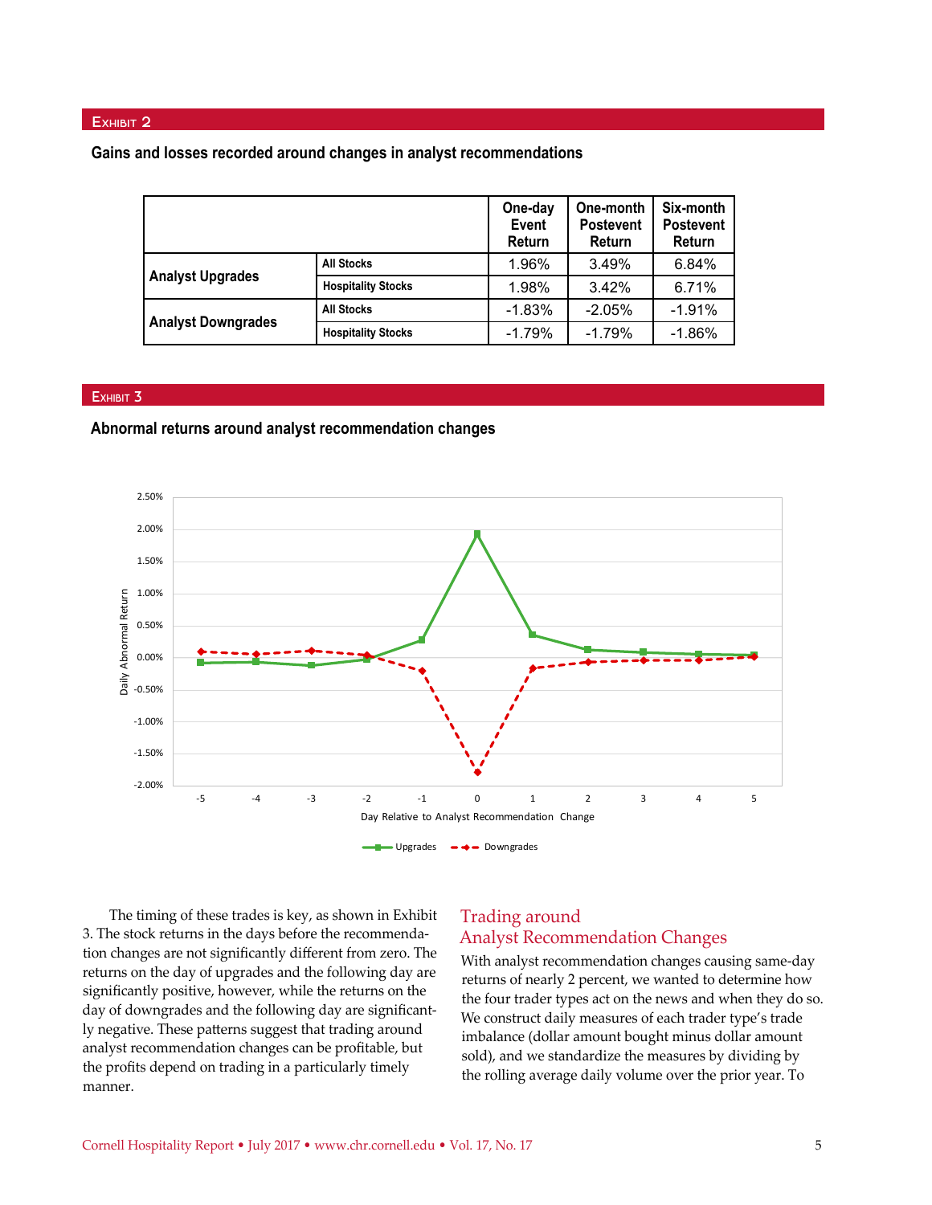## Exhibit 2

**Gains and losses recorded around changes in analyst recommendations**

| | | One-day Event Return | One-month Postevent Return | Six-month Postevent Return |
|---|---|---|---|---|
| **Analyst Upgrades** | **All Stocks** | 1.96% | 3.49% | 6.84% |
| | **Hospitality Stocks** | 1.98% | 3.42% | 6.71% |
| **Analyst Downgrades** | **All Stocks** | -1.83% | -2.05% | -1.91% |
| | **Hospitality Stocks** | -1.79% | -1.79% | -1.86% |

## Exhibit 3

**Abnormal returns around analyst recommendation changes**

Daily Abnormal Return

Day Relative to Analyst Recommendation Change

Upgrades — Downgrades

The timing of these trades is key, as shown in Exhibit 3. The stock returns in the days before the recommendation changes are not significantly different from zero. The returns on the day of upgrades and the following day are significantly positive, however, while the returns on the day of downgrades and the following day are significantly negative. These patterns suggest that trading around analyst recommendation changes can be profitable, but the profits depend on trading in a particularly timely manner.

## Trading around Analyst Recommendation Changes

With analyst recommendation changes causing same-day returns of nearly 2 percent, we wanted to determine how the four trader types act on the news and when they do so. We construct daily measures of each trader type's trade imbalance (dollar amount bought minus dollar amount sold), and we standardize the measures by dividing by the rolling average daily volume over the prior year. To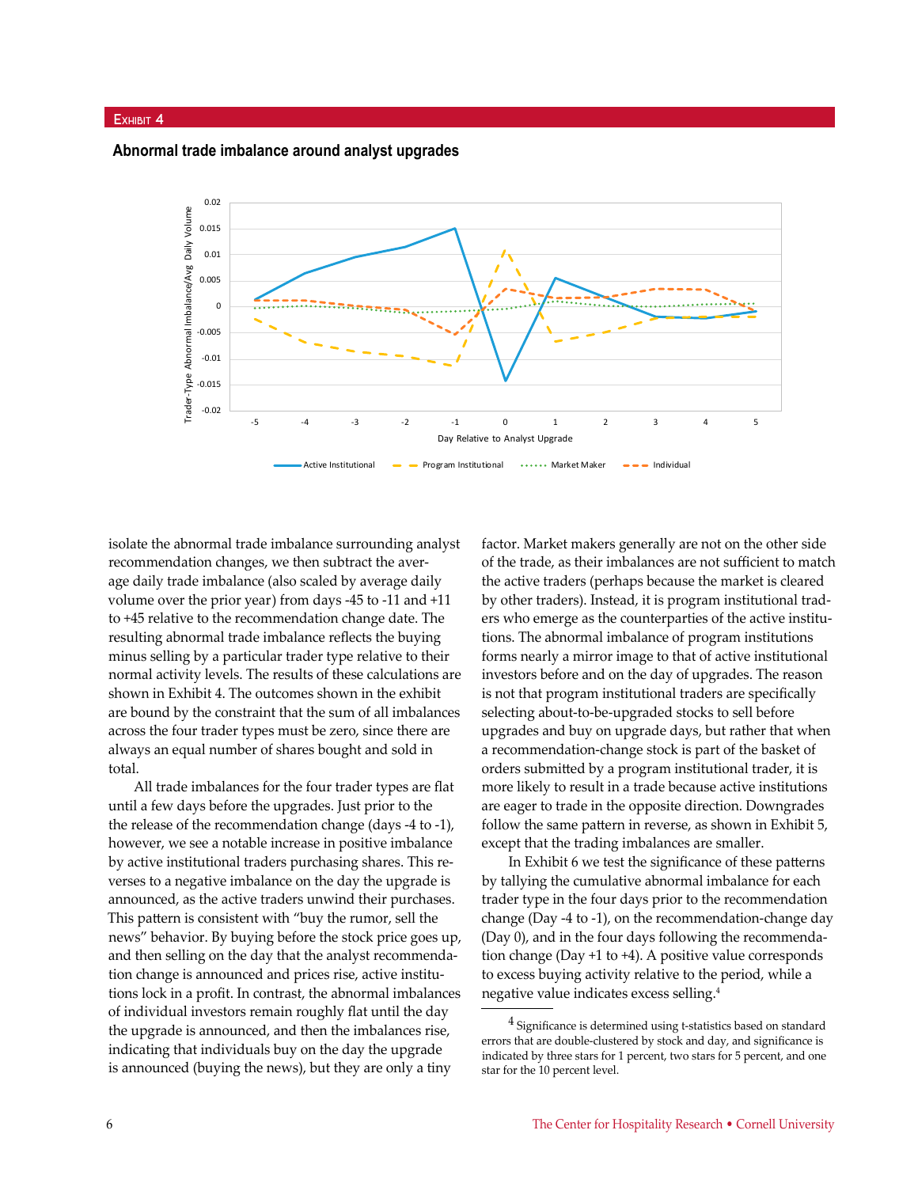Exhibit 4

**Abnormal trade imbalance around analyst upgrades**

isolate the abnormal trade imbalance surrounding analyst recommendation changes, we then subtract the average daily trade imbalance (also scaled by average daily volume over the prior year) from days -45 to -11 and +11 to +45 relative to the recommendation change date. The resulting abnormal trade imbalance reflects the buying minus selling by a particular trader type relative to their normal activity levels. The results of these calculations are shown in Exhibit 4. The outcomes shown in the exhibit are bound by the constraint that the sum of all imbalances across the four trader types must be zero, since there are always an equal number of shares bought and sold in total.

All trade imbalances for the four trader types are flat until a few days before the upgrades. Just prior to the the release of the recommendation change (days -4 to -1), however, we see a notable increase in positive imbalance by active institutional traders purchasing shares. This reverses to a negative imbalance on the day the upgrade is announced, as the active traders unwind their purchases. This pattern is consistent with "buy the rumor, sell the news" behavior. By buying before the stock price goes up, and then selling on the day that the analyst recommendation change is announced and prices rise, active institutions lock in a profit. In contrast, the abnormal imbalances of individual investors remain roughly flat until the day the upgrade is announced, and then the imbalances rise, indicating that individuals buy on the day the upgrade is announced (buying the news), but they are only a tiny factor. Market makers generally are not on the other side of the trade, as their imbalances are not sufficient to match the active traders (perhaps because the market is cleared by other traders). Instead, it is program institutional traders who emerge as the counterparties of the active institutions. The abnormal imbalance of program institutions forms nearly a mirror image to that of active institutional investors before and on the day of upgrades. The reason is not that program institutional traders are specifically selecting about-to-be-upgraded stocks to sell before upgrades and buy on upgrade days, but rather that when a recommendation-change stock is part of the basket of orders submitted by a program institutional trader, it is more likely to result in a trade because active institutions are eager to trade in the opposite direction. Downgrades follow the same pattern in reverse, as shown in Exhibit 5, except that the trading imbalances are smaller.

In Exhibit 6 we test the significance of these patterns by tallying the cumulative abnormal imbalance for each trader type in the four days prior to the recommendation change (Day -4 to -1), on the recommendation-change day (Day 0), and in the four days following the recommendation change (Day +1 to +4). A positive value corresponds to excess buying activity relative to the period, while a negative value indicates excess selling.[4]

[4] Significance is determined using t-statistics based on standard errors that are double-clustered by stock and day, and significance is indicated by three stars for 1 percent, two stars for 5 percent, and one star for the 10 percent level.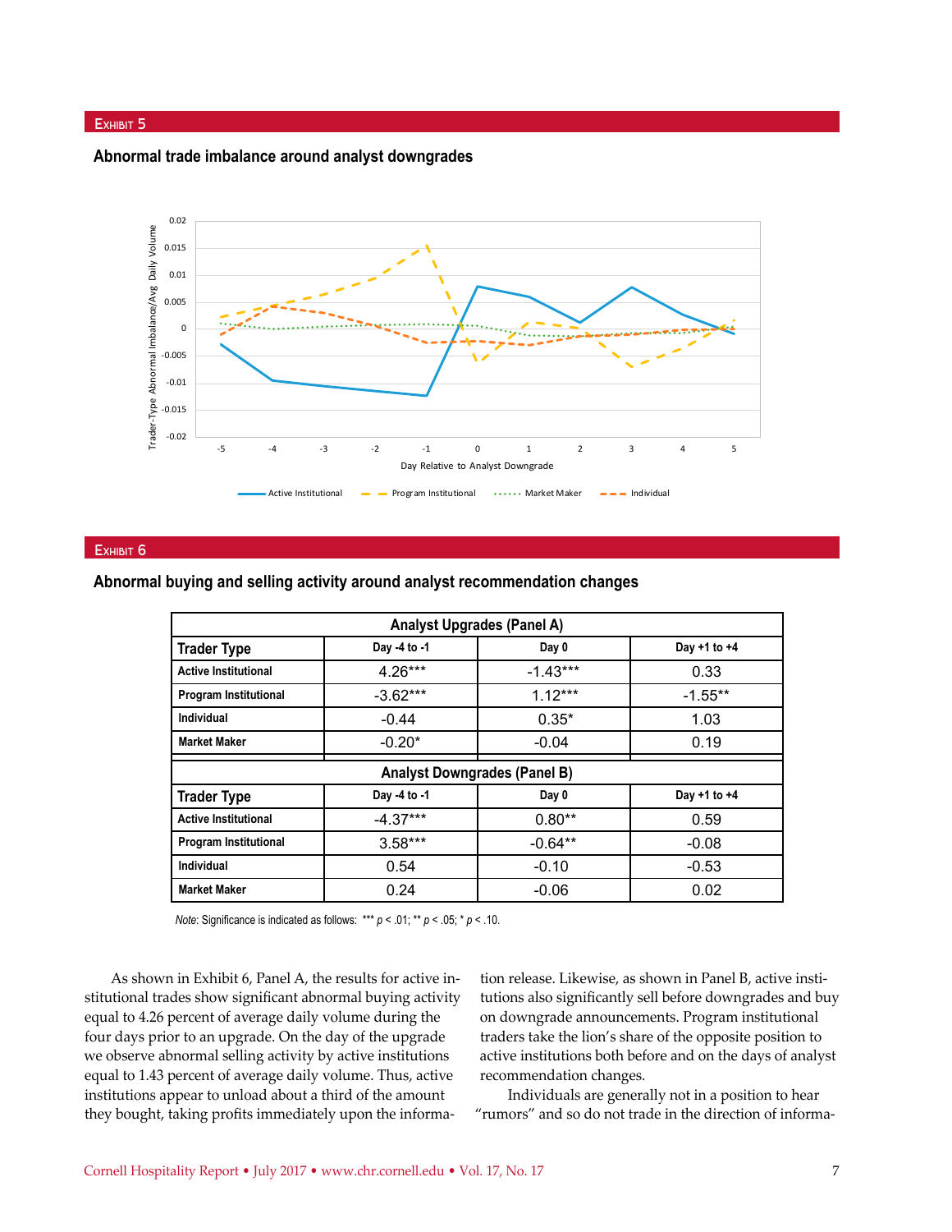## Exhibit 5

### Abnormal trade imbalance around analyst downgrades

## Exhibit 6

### Abnormal buying and selling activity around analyst recommendation changes

| Analyst Upgrades (Panel A) | | | |
|---|---|---|---|
| **Trader Type** | **Day -4 to -1** | **Day 0** | **Day +1 to +4** |
| **Active Institutional** | 4.26*** | -1.43*** | 0.33 |
| **Program Institutional** | -3.62*** | 1.12*** | -1.55** |
| **Individual** | -0.44 | 0.35* | 1.03 |
| **Market Maker** | -0.20* | -0.04 | 0.19 |
| **Analyst Downgrades (Panel B)** | | | |
| **Trader Type** | **Day -4 to -1** | **Day 0** | **Day +1 to +4** |
| **Active Institutional** | -4.37*** | 0.80** | 0.59 |
| **Program Institutional** | 3.58*** | -0.64** | -0.08 |
| **Individual** | 0.54 | -0.10 | -0.53 |
| **Market Maker** | 0.24 | -0.06 | 0.02 |

*Note*: Significance is indicated as follows: *** $p < .01$; ** $p < .05$; * $p < .10$.

As shown in Exhibit 6, Panel A, the results for active institutional trades show significant abnormal buying activity equal to 4.26 percent of average daily volume during the four days prior to an upgrade. On the day of the upgrade we observe abnormal selling activity by active institutions equal to 1.43 percent of average daily volume. Thus, active institutions appear to unload about a third of the amount they bought, taking profits immediately upon the information release. Likewise, as shown in Panel B, active institutions also significantly sell before downgrades and buy on downgrade announcements. Program institutional traders take the lion's share of the opposite position to active institutions both before and on the days of analyst recommendation changes.

Individuals are generally not in a position to hear "rumors" and so do not trade in the direction of informa-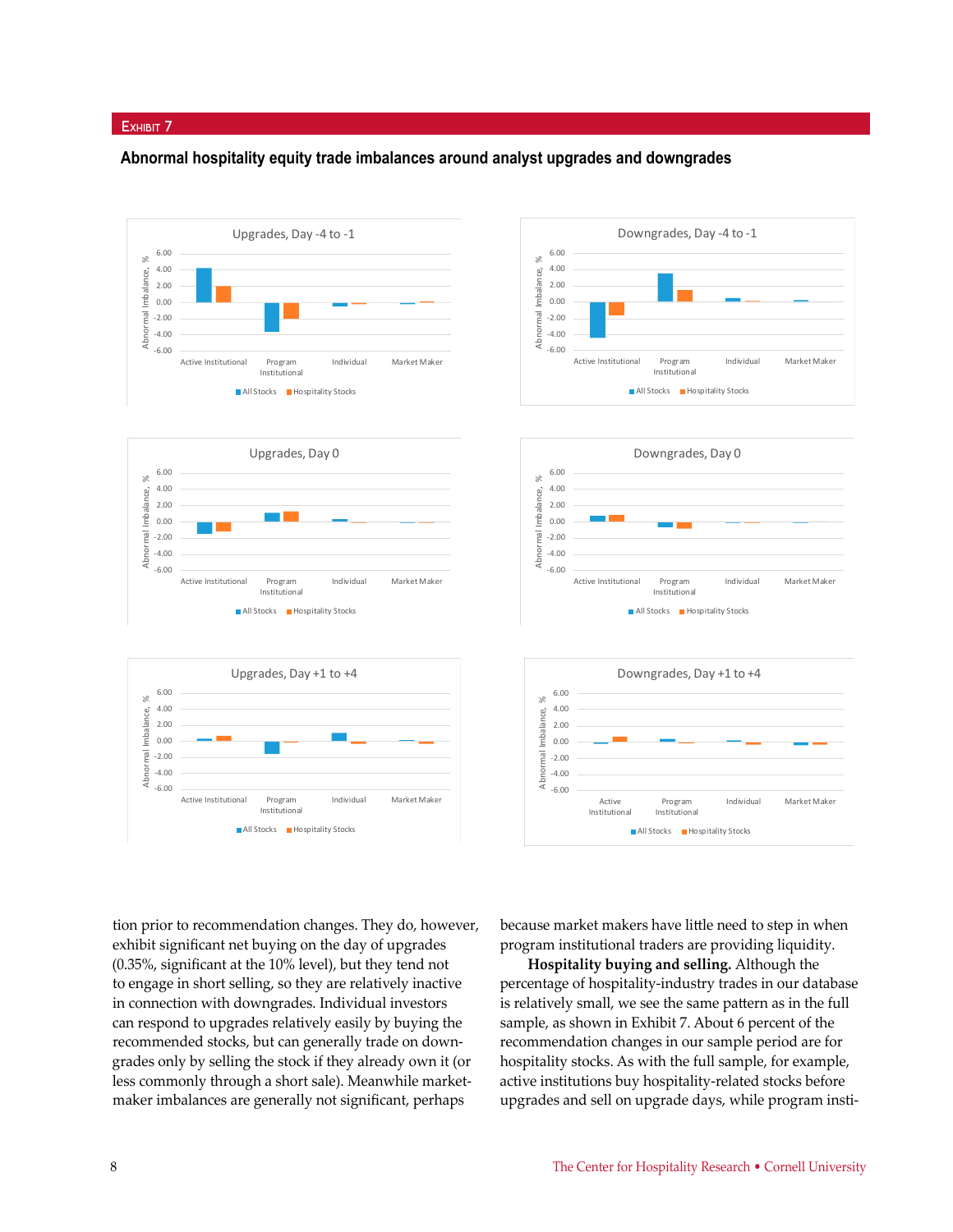## Exhibit 7

### Abnormal hospitality equity trade imbalances around analyst upgrades and downgrades

Upgrades, Day -4 to -1

Downgrades, Day -4 to -1

Upgrades, Day 0

Downgrades, Day 0

Upgrades, Day +1 to +4

Downgrades, Day +1 to +4

(Charts: Abnormal Imbalance, % by Active Institutional, Program Institutional, Individual, Market Maker; All Stocks, Hospitality Stocks)

tion prior to recommendation changes. They do, however, exhibit significant net buying on the day of upgrades (0.35%, significant at the 10% level), but they tend not to engage in short selling, so they are relatively inactive in connection with downgrades. Individual investors can respond to upgrades relatively easily by buying the recommended stocks, but can generally trade on downgrades only by selling the stock if they already own it (or less commonly through a short sale). Meanwhile market-maker imbalances are generally not significant, perhaps because market makers have little need to step in when program institutional traders are providing liquidity.

**Hospitality buying and selling.** Although the percentage of hospitality-industry trades in our database is relatively small, we see the same pattern as in the full sample, as shown in Exhibit 7. About 6 percent of the recommendation changes in our sample period are for hospitality stocks. As with the full sample, for example, active institutions buy hospitality-related stocks before upgrades and sell on upgrade days, while program insti-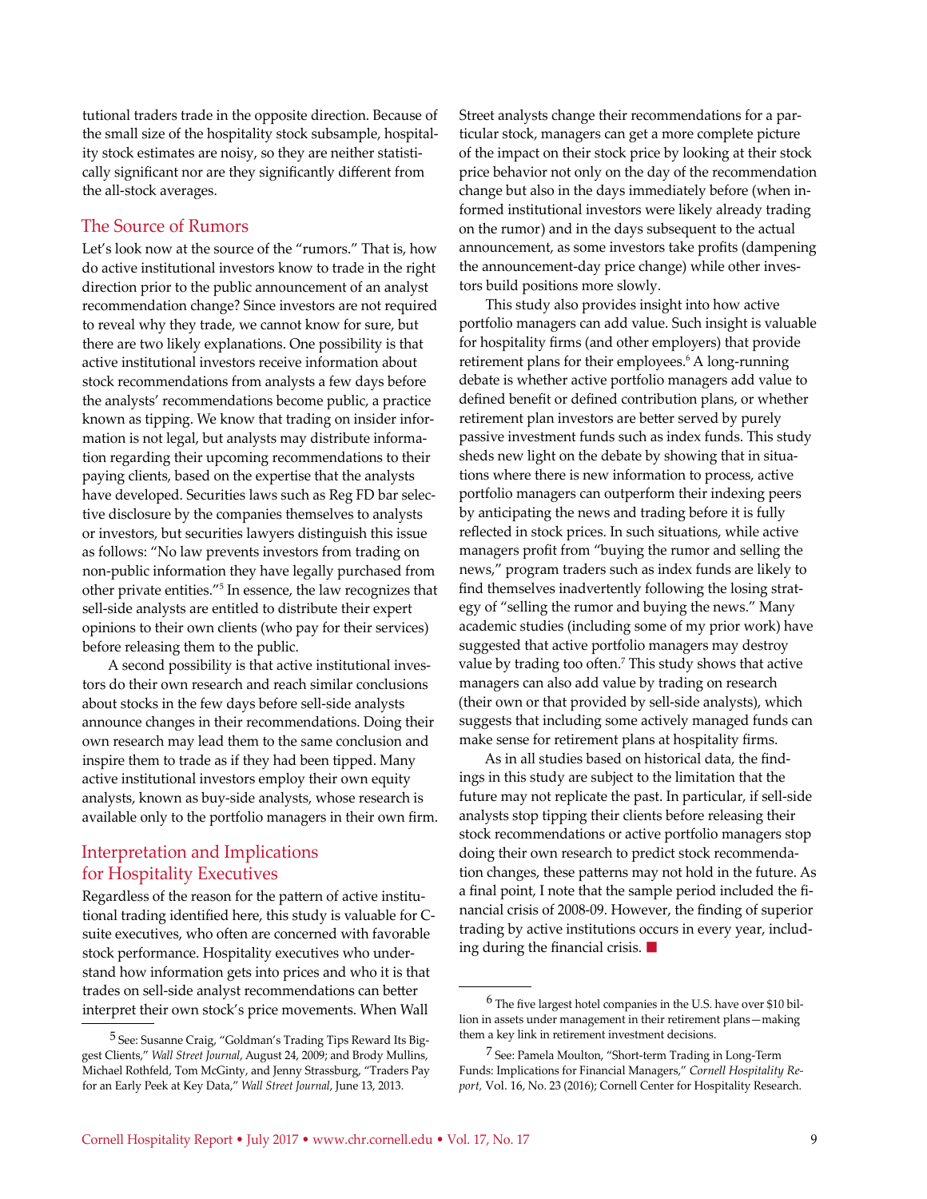tutional traders trade in the opposite direction. Because of the small size of the hospitality stock subsample, hospitality stock estimates are noisy, so they are neither statistically significant nor are they significantly different from the all-stock averages.

## The Source of Rumors

Let's look now at the source of the "rumors." That is, how do active institutional investors know to trade in the right direction prior to the public announcement of an analyst recommendation change? Since investors are not required to reveal why they trade, we cannot know for sure, but there are two likely explanations. One possibility is that active institutional investors receive information about stock recommendations from analysts a few days before the analysts' recommendations become public, a practice known as tipping. We know that trading on insider information is not legal, but analysts may distribute information regarding their upcoming recommendations to their paying clients, based on the expertise that the analysts have developed. Securities laws such as Reg FD bar selective disclosure by the companies themselves to analysts or investors, but securities lawyers distinguish this issue as follows: "No law prevents investors from trading on non-public information they have legally purchased from other private entities."[5] In essence, the law recognizes that sell-side analysts are entitled to distribute their expert opinions to their own clients (who pay for their services) before releasing them to the public.

A second possibility is that active institutional investors do their own research and reach similar conclusions about stocks in the few days before sell-side analysts announce changes in their recommendations. Doing their own research may lead them to the same conclusion and inspire them to trade as if they had been tipped. Many active institutional investors employ their own equity analysts, known as buy-side analysts, whose research is available only to the portfolio managers in their own firm.

## Interpretation and Implications for Hospitality Executives

Regardless of the reason for the pattern of active institutional trading identified here, this study is valuable for C-suite executives, who often are concerned with favorable stock performance. Hospitality executives who understand how information gets into prices and who it is that trades on sell-side analyst recommendations can better interpret their own stock's price movements. When Wall Street analysts change their recommendations for a particular stock, managers can get a more complete picture of the impact on their stock price by looking at their stock price behavior not only on the day of the recommendation change but also in the days immediately before (when informed institutional investors were likely already trading on the rumor) and in the days subsequent to the actual announcement, as some investors take profits (dampening the announcement-day price change) while other investors build positions more slowly.

This study also provides insight into how active portfolio managers can add value. Such insight is valuable for hospitality firms (and other employers) that provide retirement plans for their employees.[6] A long-running debate is whether active portfolio managers add value to defined benefit or defined contribution plans, or whether retirement plan investors are better served by purely passive investment funds such as index funds. This study sheds new light on the debate by showing that in situations where there is new information to process, active portfolio managers can outperform their indexing peers by anticipating the news and trading before it is fully reflected in stock prices. In such situations, while active managers profit from "buying the rumor and selling the news," program traders such as index funds are likely to find themselves inadvertently following the losing strategy of "selling the rumor and buying the news." Many academic studies (including some of my prior work) have suggested that active portfolio managers may destroy value by trading too often.[7] This study shows that active managers can also add value by trading on research (their own or that provided by sell-side analysts), which suggests that including some actively managed funds can make sense for retirement plans at hospitality firms.

As in all studies based on historical data, the findings in this study are subject to the limitation that the future may not replicate the past. In particular, if sell-side analysts stop tipping their clients before releasing their stock recommendations or active portfolio managers stop doing their own research to predict stock recommendation changes, these patterns may not hold in the future. As a final point, I note that the sample period included the financial crisis of 2008-09. However, the finding of superior trading by active institutions occurs in every year, including during the financial crisis. ■

---

[5] See: Susanne Craig, "Goldman's Trading Tips Reward Its Biggest Clients," *Wall Street Journal*, August 24, 2009; and Brody Mullins, Michael Rothfeld, Tom McGinty, and Jenny Strassburg, "Traders Pay for an Early Peek at Key Data," *Wall Street Journal*, June 13, 2013.

[6] The five largest hotel companies in the U.S. have over $10 billion in assets under management in their retirement plans—making them a key link in retirement investment decisions.

[7] See: Pamela Moulton, "Short-term Trading in Long-Term Funds: Implications for Financial Managers," *Cornell Hospitality Report*, Vol. 16, No. 23 (2016); Cornell Center for Hospitality Research.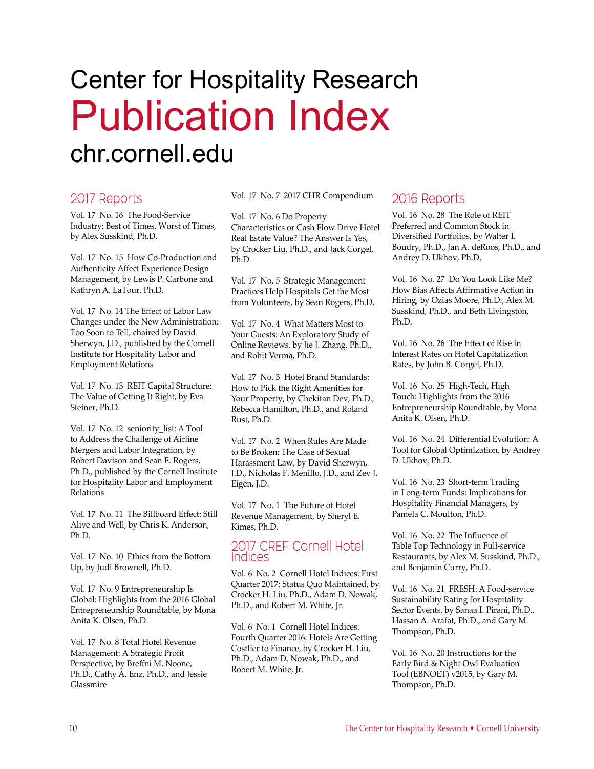# Center for Hospitality Research
# Publication Index
# chr.cornell.edu

## 2017 Reports

Vol. 17 No. 16 The Food-Service Industry: Best of Times, Worst of Times, by Alex Susskind, Ph.D.

Vol. 17 No. 15 How Co-Production and Authenticity Affect Experience Design Management, by Lewis P. Carbone and Kathryn A. LaTour, Ph.D.

Vol. 17 No. 14 The Effect of Labor Law Changes under the New Administration: Too Soon to Tell, chaired by David Sherwyn, J.D., published by the Cornell Institute for Hospitality Labor and Employment Relations

Vol. 17 No. 13 REIT Capital Structure: The Value of Getting It Right, by Eva Steiner, Ph.D.

Vol. 17 No. 12 seniority_list: A Tool to Address the Challenge of Airline Mergers and Labor Integration, by Robert Davison and Sean E. Rogers, Ph.D., published by the Cornell Institute for Hospitality Labor and Employment Relations

Vol. 17 No. 11 The Billboard Effect: Still Alive and Well, by Chris K. Anderson, Ph.D.

Vol. 17 No. 10 Ethics from the Bottom Up, by Judi Brownell, Ph.D.

Vol. 17 No. 9 Entrepreneurship Is Global: Highlights from the 2016 Global Entrepreneurship Roundtable, by Mona Anita K. Olsen, Ph.D.

Vol. 17 No. 8 Total Hotel Revenue Management: A Strategic Profit Perspective, by Breffni M. Noone, Ph.D., Cathy A. Enz, Ph.D., and Jessie Glassmire

Vol. 17 No. 7 2017 CHR Compendium

Vol. 17 No. 6 Do Property Characteristics or Cash Flow Drive Hotel Real Estate Value? The Answer Is Yes, by Crocker Liu, Ph.D., and Jack Corgel, Ph.D.

Vol. 17 No. 5 Strategic Management Practices Help Hospitals Get the Most from Volunteers, by Sean Rogers, Ph.D.

Vol. 17 No. 4 What Matters Most to Your Guests: An Exploratory Study of Online Reviews, by Jie J. Zhang, Ph.D., and Rohit Verma, Ph.D.

Vol. 17 No. 3 Hotel Brand Standards: How to Pick the Right Amenities for Your Property, by Chekitan Dev, Ph.D., Rebecca Hamilton, Ph.D., and Roland Rust, Ph.D.

Vol. 17 No. 2 When Rules Are Made to Be Broken: The Case of Sexual Harassment Law, by David Sherwyn, J.D., Nicholas F. Menillo, J.D., and Zev J. Eigen, J.D.

Vol. 17 No. 1 The Future of Hotel Revenue Management, by Sheryl E. Kimes, Ph.D.

## 2017 CREF Cornell Hotel Indices

Vol. 6 No. 2 Cornell Hotel Indices: First Quarter 2017: Status Quo Maintained, by Crocker H. Liu, Ph.D., Adam D. Nowak, Ph.D., and Robert M. White, Jr.

Vol. 6 No. 1 Cornell Hotel Indices: Fourth Quarter 2016: Hotels Are Getting Costlier to Finance, by Crocker H. Liu, Ph.D., Adam D. Nowak, Ph.D., and Robert M. White, Jr.

## 2016 Reports

Vol. 16 No. 28 The Role of REIT Preferred and Common Stock in Diversified Portfolios, by Walter I. Boudry, Ph.D., Jan A. deRoos, Ph.D., and Andrey D. Ukhov, Ph.D.

Vol. 16 No. 27 Do You Look Like Me? How Bias Affects Affirmative Action in Hiring, by Ozias Moore, Ph.D., Alex M. Susskind, Ph.D., and Beth Livingston, Ph.D.

Vol. 16 No. 26 The Effect of Rise in Interest Rates on Hotel Capitalization Rates, by John B. Corgel, Ph.D.

Vol. 16 No. 25 High-Tech, High Touch: Highlights from the 2016 Entrepreneurship Roundtable, by Mona Anita K. Olsen, Ph.D.

Vol. 16 No. 24 Differential Evolution: A Tool for Global Optimization, by Andrey D. Ukhov, Ph.D.

Vol. 16 No. 23 Short-term Trading in Long-term Funds: Implications for Hospitality Financial Managers, by Pamela C. Moulton, Ph.D.

Vol. 16 No. 22 The Influence of Table Top Technology in Full-service Restaurants, by Alex M. Susskind, Ph.D., and Benjamin Curry, Ph.D.

Vol. 16 No. 21 FRESH: A Food-service Sustainability Rating for Hospitality Sector Events, by Sanaa I. Pirani, Ph.D., Hassan A. Arafat, Ph.D., and Gary M. Thompson, Ph.D.

Vol. 16 No. 20 Instructions for the Early Bird & Night Owl Evaluation Tool (EBNOET) v2015, by Gary M. Thompson, Ph.D.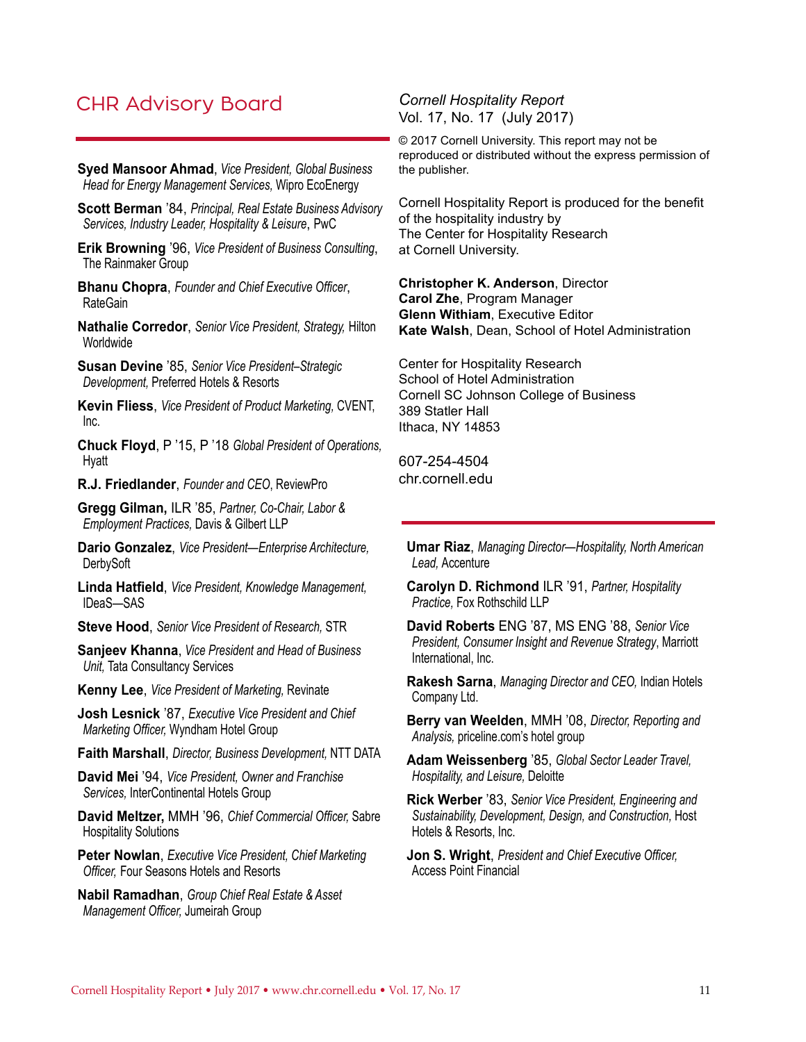## CHR Advisory Board

**Syed Mansoor Ahmad**, *Vice President, Global Business Head for Energy Management Services,* Wipro EcoEnergy

**Scott Berman** '84, *Principal, Real Estate Business Advisory Services, Industry Leader, Hospitality & Leisure*, PwC

**Erik Browning** '96, *Vice President of Business Consulting*, The Rainmaker Group

**Bhanu Chopra**, *Founder and Chief Executive Officer*, RateGain

**Nathalie Corredor**, *Senior Vice President, Strategy,* Hilton Worldwide

**Susan Devine** '85, *Senior Vice President–Strategic Development,* Preferred Hotels & Resorts

**Kevin Fliess**, *Vice President of Product Marketing,* CVENT, Inc.

**Chuck Floyd**, P '15, P '18 *Global President of Operations,* Hyatt

**R.J. Friedlander**, *Founder and CEO*, ReviewPro

**Gregg Gilman,** ILR '85, *Partner, Co-Chair, Labor & Employment Practices,* Davis & Gilbert LLP

**Dario Gonzalez**, *Vice President—Enterprise Architecture,* DerbySoft

**Linda Hatfield**, *Vice President, Knowledge Management,* IDeaS—SAS

**Steve Hood**, *Senior Vice President of Research,* STR

**Sanjeev Khanna**, *Vice President and Head of Business Unit,* Tata Consultancy Services

**Kenny Lee**, *Vice President of Marketing,* Revinate

**Josh Lesnick** '87, *Executive Vice President and Chief Marketing Officer,* Wyndham Hotel Group

**Faith Marshall**, *Director, Business Development,* NTT DATA

**David Mei** '94, *Vice President, Owner and Franchise Services,* InterContinental Hotels Group

**David Meltzer,** MMH '96, *Chief Commercial Officer,* Sabre Hospitality Solutions

**Peter Nowlan**, *Executive Vice President, Chief Marketing Officer,* Four Seasons Hotels and Resorts

**Nabil Ramadhan**, *Group Chief Real Estate & Asset Management Officer,* Jumeirah Group

**Umar Riaz**, *Managing Director—Hospitality, North American Lead,* Accenture

**Carolyn D. Richmond** ILR '91, *Partner, Hospitality Practice,* Fox Rothschild LLP

**David Roberts** ENG '87, MS ENG '88, *Senior Vice President, Consumer Insight and Revenue Strategy*, Marriott International, Inc.

**Rakesh Sarna**, *Managing Director and CEO,* Indian Hotels Company Ltd.

**Berry van Weelden**, MMH '08, *Director, Reporting and Analysis,* priceline.com's hotel group

**Adam Weissenberg** '85, *Global Sector Leader Travel, Hospitality, and Leisure,* Deloitte

**Rick Werber** '83, *Senior Vice President, Engineering and Sustainability, Development, Design, and Construction,* Host Hotels & Resorts, Inc.

**Jon S. Wright**, *President and Chief Executive Officer,* Access Point Financial

*Cornell Hospitality Report*
Vol. 17, No. 17 (July 2017)

© 2017 Cornell University. This report may not be reproduced or distributed without the express permission of the publisher.

Cornell Hospitality Report is produced for the benefit of the hospitality industry by The Center for Hospitality Research at Cornell University.

**Christopher K. Anderson**, Director
**Carol Zhe**, Program Manager
**Glenn Withiam**, Executive Editor
**Kate Walsh**, Dean, School of Hotel Administration

Center for Hospitality Research
School of Hotel Administration
Cornell SC Johnson College of Business
389 Statler Hall
Ithaca, NY 14853

607-254-4504
chr.cornell.edu